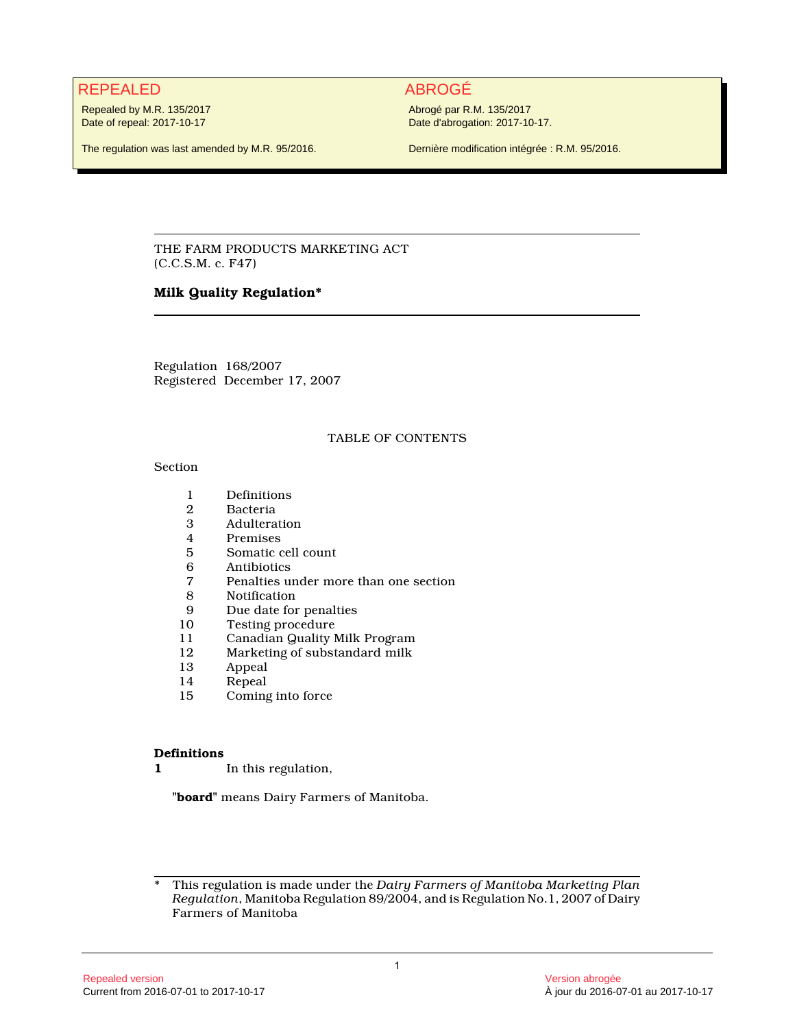| REPEALED | ABROGÉ |
| --- | --- |
| Repealed by M.R. 135/2017<br>Date of repeal: 2017-10-17 | Abrogé par R.M. 135/2017<br>Date d'abrogation: 2017-10-17. |
| The regulation was last amended by M.R. 95/2016. | Dernière modification intégrée : R.M. 95/2016. |

THE FARM PRODUCTS MARKETING ACT
(C.C.S.M. c. F47)

**Milk Quality Regulation***

Regulation 168/2007
Registered December 17, 2007

TABLE OF CONTENTS

Section

| | |
| --- | --- |
| 1 | Definitions |
| 2 | Bacteria |
| 3 | Adulteration |
| 4 | Premises |
| 5 | Somatic cell count |
| 6 | Antibiotics |
| 7 | Penalties under more than one section |
| 8 | Notification |
| 9 | Due date for penalties |
| 10 | Testing procedure |
| 11 | Canadian Quality Milk Program |
| 12 | Marketing of substandard milk |
| 13 | Appeal |
| 14 | Repeal |
| 15 | Coming into force |

**Definitions**

**1** In this regulation,

"**board**" means Dairy Farmers of Manitoba.

---

\* This regulation is made under the *Dairy Farmers of Manitoba Marketing Plan Regulation*, Manitoba Regulation 89/2004, and is Regulation No. 1, 2007 of Dairy Farmers of Manitoba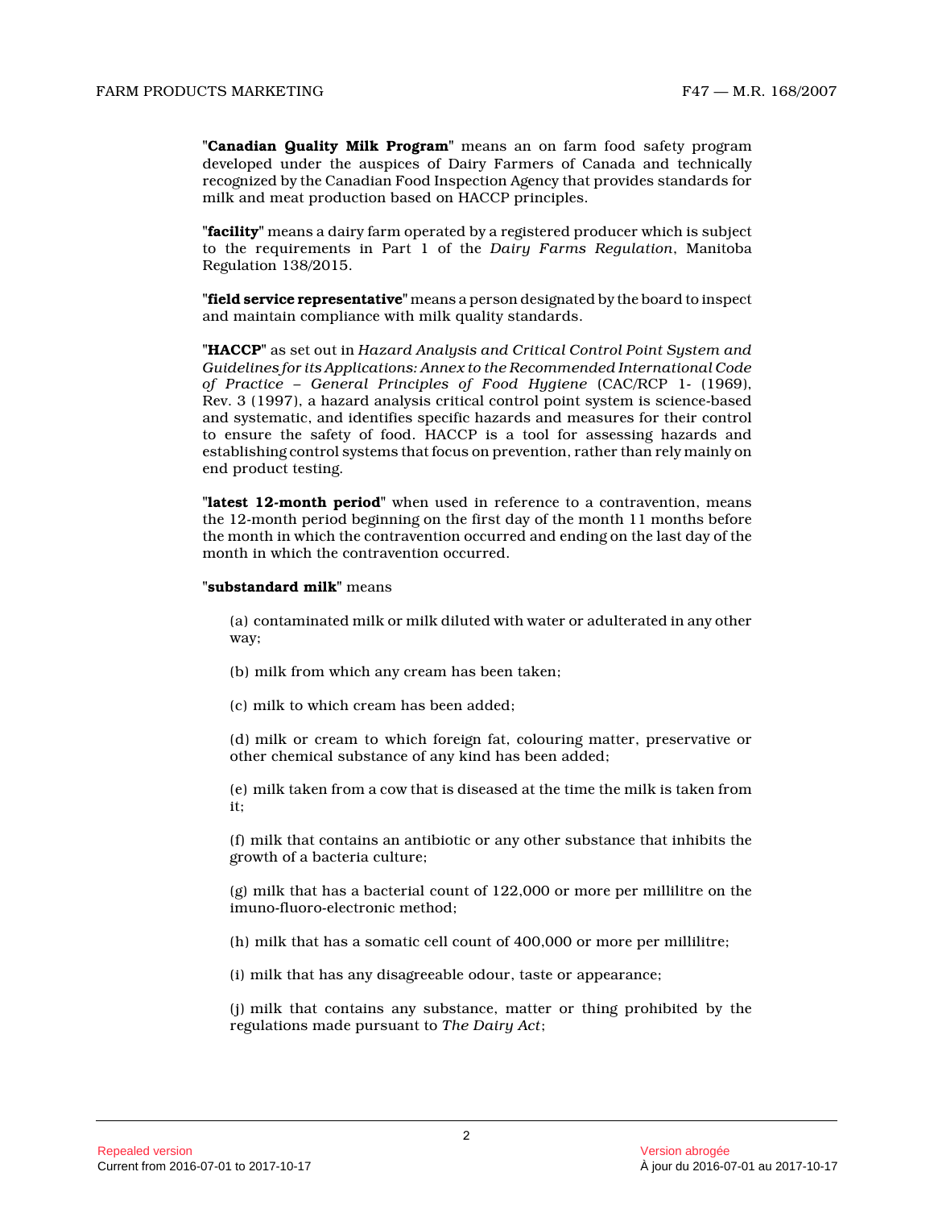"**Canadian Quality Milk Program**" means an on farm food safety program developed under the auspices of Dairy Farmers of Canada and technically recognized by the Canadian Food Inspection Agency that provides standards for milk and meat production based on HACCP principles.

"**facility**" means a dairy farm operated by a registered producer which is subject to the requirements in Part 1 of the *Dairy Farms Regulation*, Manitoba Regulation 138/2015.

"**field service representative**" means a person designated by the board to inspect and maintain compliance with milk quality standards.

"**HACCP**" as set out in *Hazard Analysis and Critical Control Point System and Guidelines for its Applications: Annex to the Recommended International Code of Practice – General Principles of Food Hygiene* (CAC/RCP 1- (1969), Rev. 3 (1997), a hazard analysis critical control point system is science-based and systematic, and identifies specific hazards and measures for their control to ensure the safety of food. HACCP is a tool for assessing hazards and establishing control systems that focus on prevention, rather than rely mainly on end product testing.

"**latest 12-month period**" when used in reference to a contravention, means the 12-month period beginning on the first day of the month 11 months before the month in which the contravention occurred and ending on the last day of the month in which the contravention occurred.

"**substandard milk**" means

(a) contaminated milk or milk diluted with water or adulterated in any other way;

(b) milk from which any cream has been taken;

(c) milk to which cream has been added;

(d) milk or cream to which foreign fat, colouring matter, preservative or other chemical substance of any kind has been added;

(e) milk taken from a cow that is diseased at the time the milk is taken from it;

(f) milk that contains an antibiotic or any other substance that inhibits the growth of a bacteria culture;

(g) milk that has a bacterial count of 122,000 or more per millilitre on the imuno-fluoro-electronic method;

(h) milk that has a somatic cell count of 400,000 or more per millilitre;

(i) milk that has any disagreeable odour, taste or appearance;

(j) milk that contains any substance, matter or thing prohibited by the regulations made pursuant to *The Dairy Act*;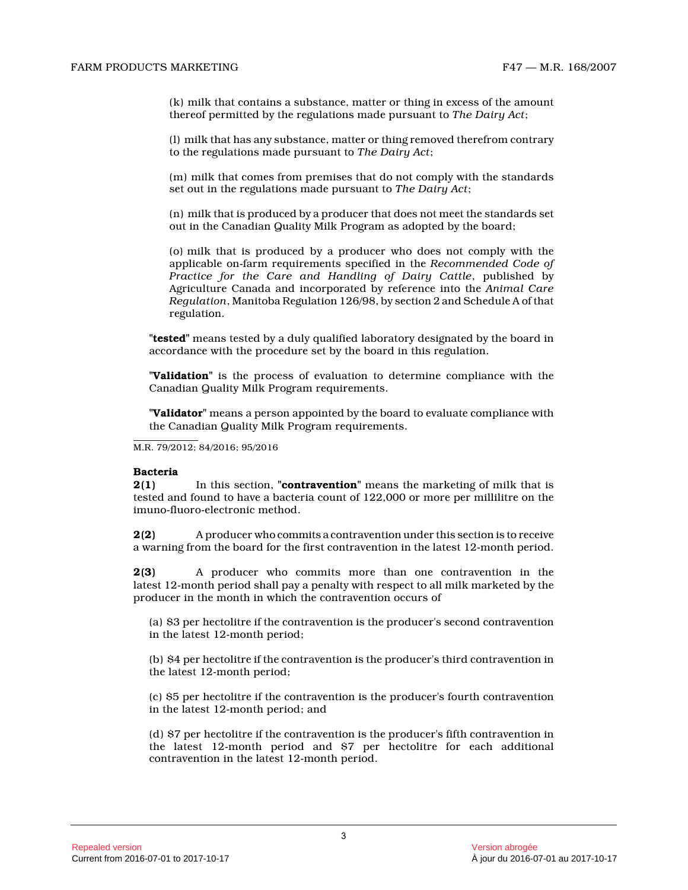(k) milk that contains a substance, matter or thing in excess of the amount thereof permitted by the regulations made pursuant to *The Dairy Act*;

(l) milk that has any substance, matter or thing removed therefrom contrary to the regulations made pursuant to *The Dairy Act*;

(m) milk that comes from premises that do not comply with the standards set out in the regulations made pursuant to *The Dairy Act*;

(n) milk that is produced by a producer that does not meet the standards set out in the Canadian Quality Milk Program as adopted by the board;

(o) milk that is produced by a producer who does not comply with the applicable on-farm requirements specified in the *Recommended Code of Practice for the Care and Handling of Dairy Cattle*, published by Agriculture Canada and incorporated by reference into the *Animal Care Regulation*, Manitoba Regulation 126/98, by section 2 and Schedule A of that regulation.

"**tested**" means tested by a duly qualified laboratory designated by the board in accordance with the procedure set by the board in this regulation.

"**Validation**" is the process of evaluation to determine compliance with the Canadian Quality Milk Program requirements.

"**Validator**" means a person appointed by the board to evaluate compliance with the Canadian Quality Milk Program requirements.

M.R. 79/2012; 84/2016; 95/2016

**Bacteria**

**2(1)** In this section, "**contravention**" means the marketing of milk that is tested and found to have a bacteria count of 122,000 or more per millilitre on the imuno-fluoro-electronic method.

**2(2)** A producer who commits a contravention under this section is to receive a warning from the board for the first contravention in the latest 12-month period.

**2(3)** A producer who commits more than one contravention in the latest 12-month period shall pay a penalty with respect to all milk marketed by the producer in the month in which the contravention occurs of

(a) $3 per hectolitre if the contravention is the producer's second contravention in the latest 12-month period;

(b) $4 per hectolitre if the contravention is the producer's third contravention in the latest 12-month period;

(c) $5 per hectolitre if the contravention is the producer's fourth contravention in the latest 12-month period; and

(d) $7 per hectolitre if the contravention is the producer's fifth contravention in the latest 12-month period and $7 per hectolitre for each additional contravention in the latest 12-month period.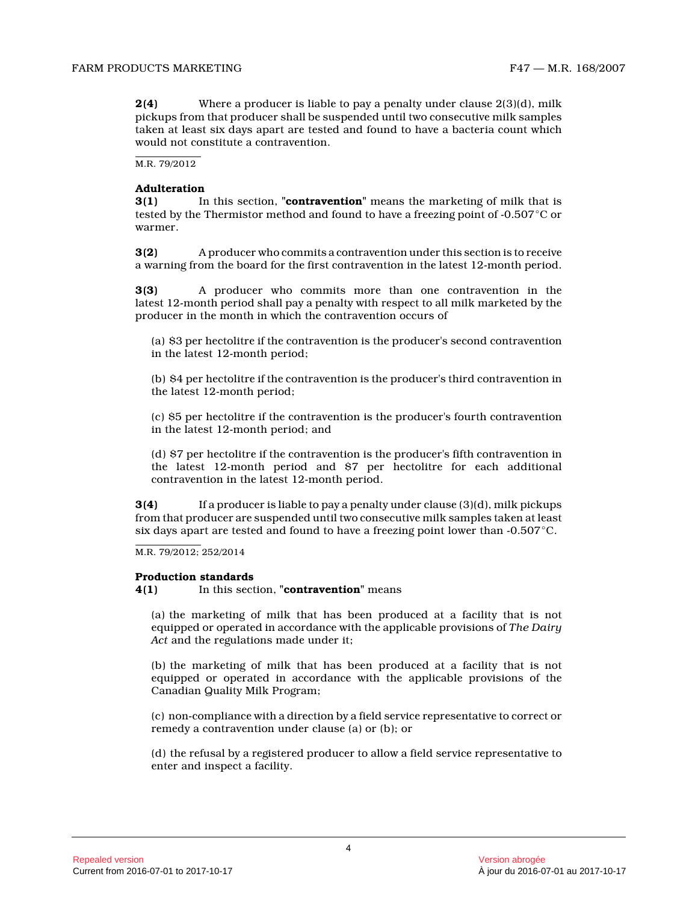**2(4)** Where a producer is liable to pay a penalty under clause 2(3)(d), milk pickups from that producer shall be suspended until two consecutive milk samples taken at least six days apart are tested and found to have a bacteria count which would not constitute a contravention.

M.R. 79/2012

**Adulteration**

**3(1)** In this section, "**contravention**" means the marketing of milk that is tested by the Thermistor method and found to have a freezing point of -0.507°C or warmer.

**3(2)** A producer who commits a contravention under this section is to receive a warning from the board for the first contravention in the latest 12-month period.

**3(3)** A producer who commits more than one contravention in the latest 12-month period shall pay a penalty with respect to all milk marketed by the producer in the month in which the contravention occurs of

(a) $3 per hectolitre if the contravention is the producer's second contravention in the latest 12-month period;

(b) $4 per hectolitre if the contravention is the producer's third contravention in the latest 12-month period;

(c) $5 per hectolitre if the contravention is the producer's fourth contravention in the latest 12-month period; and

(d) $7 per hectolitre if the contravention is the producer's fifth contravention in the latest 12-month period and $7 per hectolitre for each additional contravention in the latest 12-month period.

**3(4)** If a producer is liable to pay a penalty under clause (3)(d), milk pickups from that producer are suspended until two consecutive milk samples taken at least six days apart are tested and found to have a freezing point lower than -0.507°C.

M.R. 79/2012; 252/2014

**Production standards**

**4(1)** In this section, "**contravention**" means

(a) the marketing of milk that has been produced at a facility that is not equipped or operated in accordance with the applicable provisions of *The Dairy Act* and the regulations made under it;

(b) the marketing of milk that has been produced at a facility that is not equipped or operated in accordance with the applicable provisions of the Canadian Quality Milk Program;

(c) non-compliance with a direction by a field service representative to correct or remedy a contravention under clause (a) or (b); or

(d) the refusal by a registered producer to allow a field service representative to enter and inspect a facility.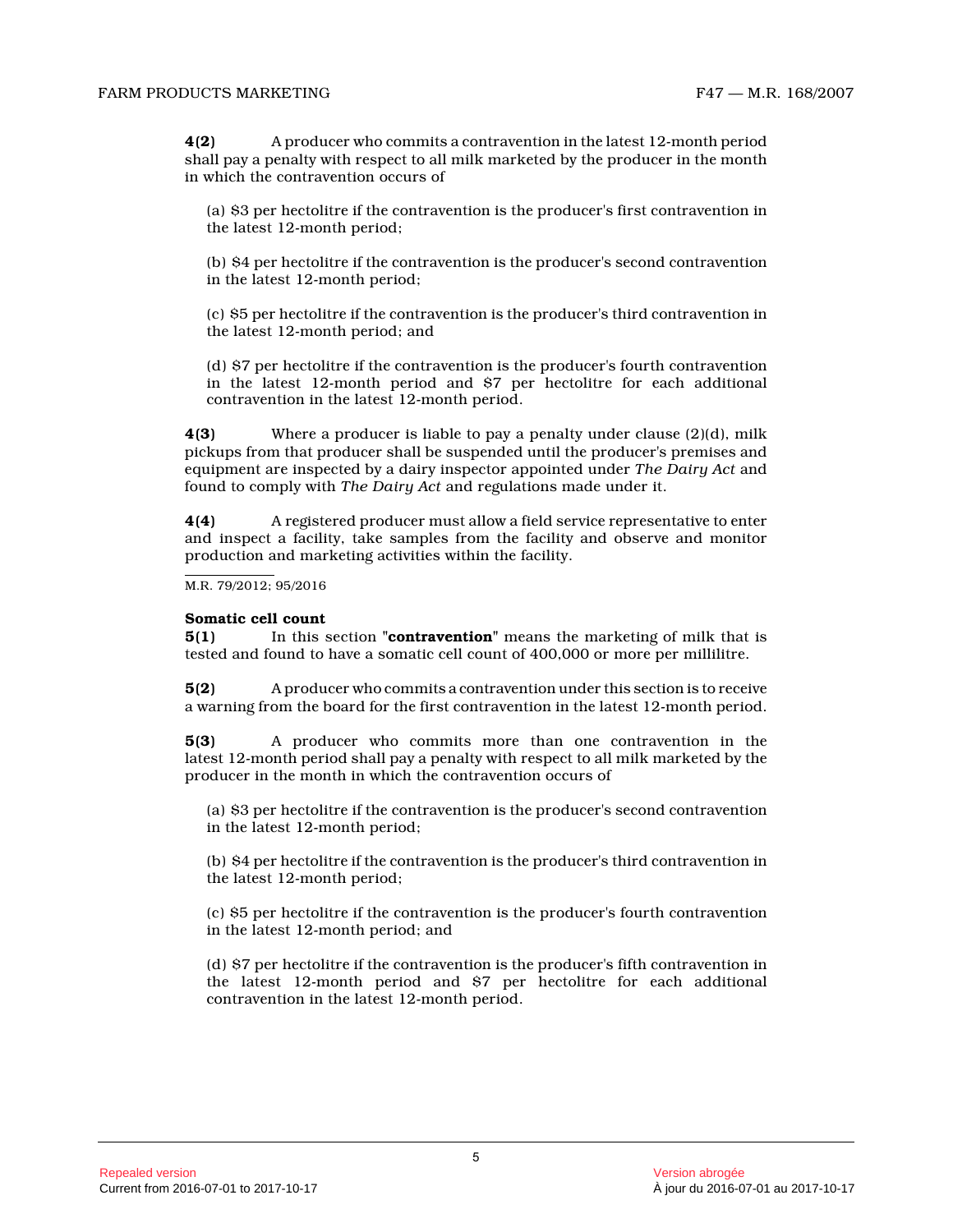**4(2)** A producer who commits a contravention in the latest 12-month period shall pay a penalty with respect to all milk marketed by the producer in the month in which the contravention occurs of

(a) $3 per hectolitre if the contravention is the producer's first contravention in the latest 12-month period;

(b) $4 per hectolitre if the contravention is the producer's second contravention in the latest 12-month period;

(c) $5 per hectolitre if the contravention is the producer's third contravention in the latest 12-month period; and

(d) $7 per hectolitre if the contravention is the producer's fourth contravention in the latest 12-month period and $7 per hectolitre for each additional contravention in the latest 12-month period.

**4(3)** Where a producer is liable to pay a penalty under clause (2)(d), milk pickups from that producer shall be suspended until the producer's premises and equipment are inspected by a dairy inspector appointed under *The Dairy Act* and found to comply with *The Dairy Act* and regulations made under it.

**4(4)** A registered producer must allow a field service representative to enter and inspect a facility, take samples from the facility and observe and monitor production and marketing activities within the facility.

M.R. 79/2012; 95/2016

**Somatic cell count**

**5(1)** In this section "**contravention**" means the marketing of milk that is tested and found to have a somatic cell count of 400,000 or more per millilitre.

**5(2)** A producer who commits a contravention under this section is to receive a warning from the board for the first contravention in the latest 12-month period.

**5(3)** A producer who commits more than one contravention in the latest 12-month period shall pay a penalty with respect to all milk marketed by the producer in the month in which the contravention occurs of

(a) $3 per hectolitre if the contravention is the producer's second contravention in the latest 12-month period;

(b) $4 per hectolitre if the contravention is the producer's third contravention in the latest 12-month period;

(c) $5 per hectolitre if the contravention is the producer's fourth contravention in the latest 12-month period; and

(d) $7 per hectolitre if the contravention is the producer's fifth contravention in the latest 12-month period and $7 per hectolitre for each additional contravention in the latest 12-month period.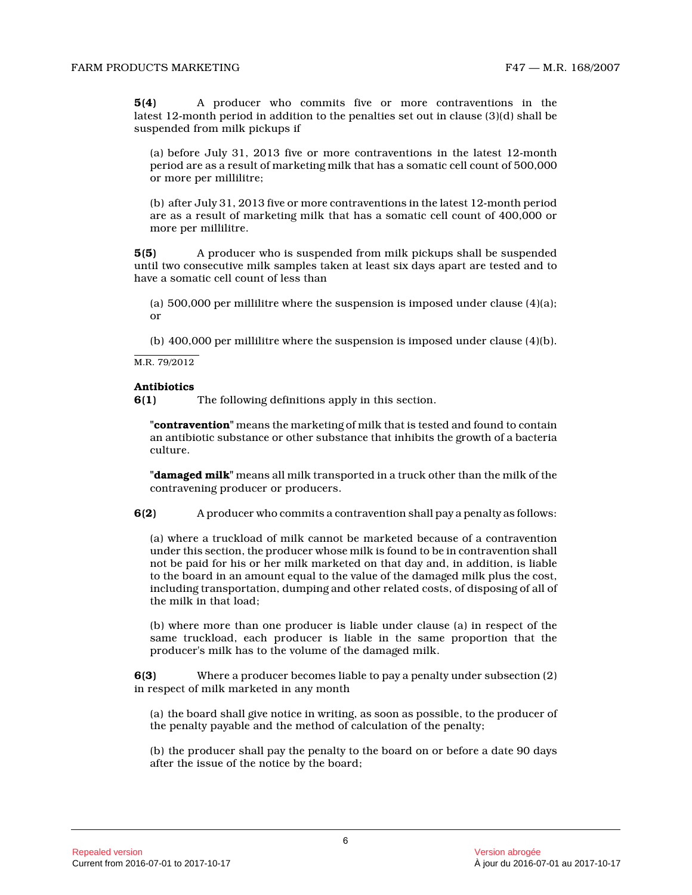**5(4)** A producer who commits five or more contraventions in the latest 12-month period in addition to the penalties set out in clause (3)(d) shall be suspended from milk pickups if

(a) before July 31, 2013 five or more contraventions in the latest 12-month period are as a result of marketing milk that has a somatic cell count of 500,000 or more per millilitre;

(b) after July 31, 2013 five or more contraventions in the latest 12-month period are as a result of marketing milk that has a somatic cell count of 400,000 or more per millilitre.

**5(5)** A producer who is suspended from milk pickups shall be suspended until two consecutive milk samples taken at least six days apart are tested and to have a somatic cell count of less than

(a) 500,000 per millilitre where the suspension is imposed under clause (4)(a); or

(b) 400,000 per millilitre where the suspension is imposed under clause (4)(b).

M.R. 79/2012

**Antibiotics**

**6(1)** The following definitions apply in this section.

"**contravention**" means the marketing of milk that is tested and found to contain an antibiotic substance or other substance that inhibits the growth of a bacteria culture.

"**damaged milk**" means all milk transported in a truck other than the milk of the contravening producer or producers.

**6(2)** A producer who commits a contravention shall pay a penalty as follows:

(a) where a truckload of milk cannot be marketed because of a contravention under this section, the producer whose milk is found to be in contravention shall not be paid for his or her milk marketed on that day and, in addition, is liable to the board in an amount equal to the value of the damaged milk plus the cost, including transportation, dumping and other related costs, of disposing of all of the milk in that load;

(b) where more than one producer is liable under clause (a) in respect of the same truckload, each producer is liable in the same proportion that the producer's milk has to the volume of the damaged milk.

**6(3)** Where a producer becomes liable to pay a penalty under subsection (2) in respect of milk marketed in any month

(a) the board shall give notice in writing, as soon as possible, to the producer of the penalty payable and the method of calculation of the penalty;

(b) the producer shall pay the penalty to the board on or before a date 90 days after the issue of the notice by the board;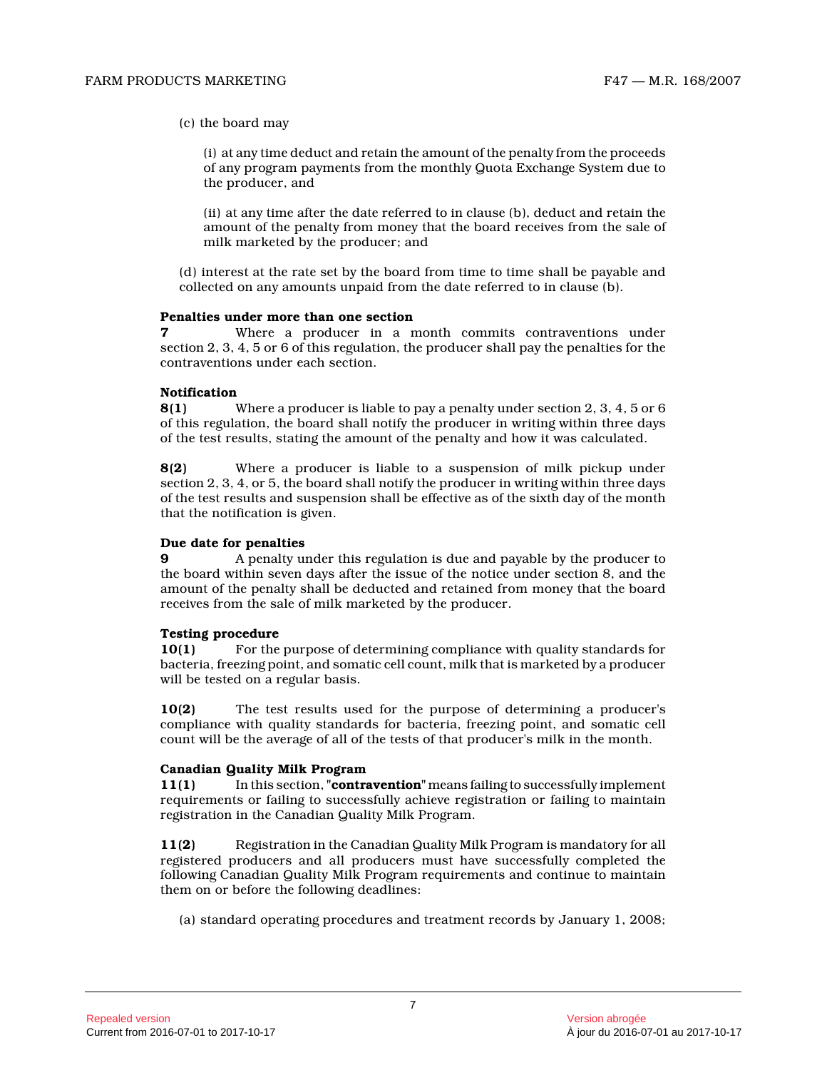(c) the board may

(i) at any time deduct and retain the amount of the penalty from the proceeds of any program payments from the monthly Quota Exchange System due to the producer, and

(ii) at any time after the date referred to in clause (b), deduct and retain the amount of the penalty from money that the board receives from the sale of milk marketed by the producer; and

(d) interest at the rate set by the board from time to time shall be payable and collected on any amounts unpaid from the date referred to in clause (b).

**Penalties under more than one section**

**7** Where a producer in a month commits contraventions under section 2, 3, 4, 5 or 6 of this regulation, the producer shall pay the penalties for the contraventions under each section.

**Notification**

**8(1)** Where a producer is liable to pay a penalty under section 2, 3, 4, 5 or 6 of this regulation, the board shall notify the producer in writing within three days of the test results, stating the amount of the penalty and how it was calculated.

**8(2)** Where a producer is liable to a suspension of milk pickup under section 2, 3, 4, or 5, the board shall notify the producer in writing within three days of the test results and suspension shall be effective as of the sixth day of the month that the notification is given.

**Due date for penalties**

**9** A penalty under this regulation is due and payable by the producer to the board within seven days after the issue of the notice under section 8, and the amount of the penalty shall be deducted and retained from money that the board receives from the sale of milk marketed by the producer.

**Testing procedure**

**10(1)** For the purpose of determining compliance with quality standards for bacteria, freezing point, and somatic cell count, milk that is marketed by a producer will be tested on a regular basis.

**10(2)** The test results used for the purpose of determining a producer's compliance with quality standards for bacteria, freezing point, and somatic cell count will be the average of all of the tests of that producer's milk in the month.

**Canadian Quality Milk Program**

**11(1)** In this section, "**contravention**" means failing to successfully implement requirements or failing to successfully achieve registration or failing to maintain registration in the Canadian Quality Milk Program.

**11(2)** Registration in the Canadian Quality Milk Program is mandatory for all registered producers and all producers must have successfully completed the following Canadian Quality Milk Program requirements and continue to maintain them on or before the following deadlines:

(a) standard operating procedures and treatment records by January 1, 2008;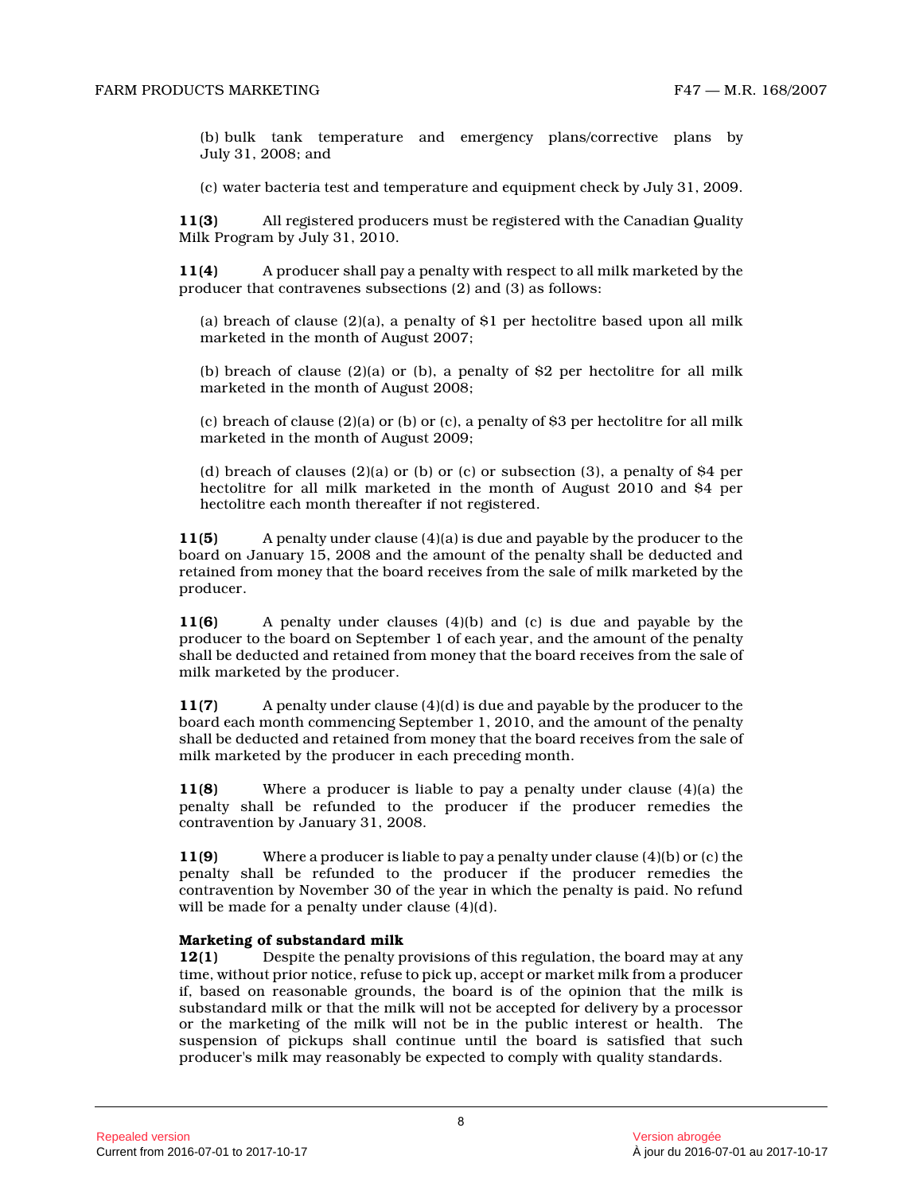(b) bulk tank temperature and emergency plans/corrective plans by July 31, 2008; and

(c) water bacteria test and temperature and equipment check by July 31, 2009.

**11(3)** All registered producers must be registered with the Canadian Quality Milk Program by July 31, 2010.

**11(4)** A producer shall pay a penalty with respect to all milk marketed by the producer that contravenes subsections (2) and (3) as follows:

(a) breach of clause (2)(a), a penalty of $1 per hectolitre based upon all milk marketed in the month of August 2007;

(b) breach of clause (2)(a) or (b), a penalty of $2 per hectolitre for all milk marketed in the month of August 2008;

(c) breach of clause (2)(a) or (b) or (c), a penalty of $3 per hectolitre for all milk marketed in the month of August 2009;

(d) breach of clauses (2)(a) or (b) or (c) or subsection (3), a penalty of $4 per hectolitre for all milk marketed in the month of August 2010 and $4 per hectolitre each month thereafter if not registered.

**11(5)** A penalty under clause (4)(a) is due and payable by the producer to the board on January 15, 2008 and the amount of the penalty shall be deducted and retained from money that the board receives from the sale of milk marketed by the producer.

**11(6)** A penalty under clauses (4)(b) and (c) is due and payable by the producer to the board on September 1 of each year, and the amount of the penalty shall be deducted and retained from money that the board receives from the sale of milk marketed by the producer.

**11(7)** A penalty under clause (4)(d) is due and payable by the producer to the board each month commencing September 1, 2010, and the amount of the penalty shall be deducted and retained from money that the board receives from the sale of milk marketed by the producer in each preceding month.

**11(8)** Where a producer is liable to pay a penalty under clause (4)(a) the penalty shall be refunded to the producer if the producer remedies the contravention by January 31, 2008.

**11(9)** Where a producer is liable to pay a penalty under clause (4)(b) or (c) the penalty shall be refunded to the producer if the producer remedies the contravention by November 30 of the year in which the penalty is paid. No refund will be made for a penalty under clause (4)(d).

**Marketing of substandard milk**

**12(1)** Despite the penalty provisions of this regulation, the board may at any time, without prior notice, refuse to pick up, accept or market milk from a producer if, based on reasonable grounds, the board is of the opinion that the milk is substandard milk or that the milk will not be accepted for delivery by a processor or the marketing of the milk will not be in the public interest or health. The suspension of pickups shall continue until the board is satisfied that such producer's milk may reasonably be expected to comply with quality standards.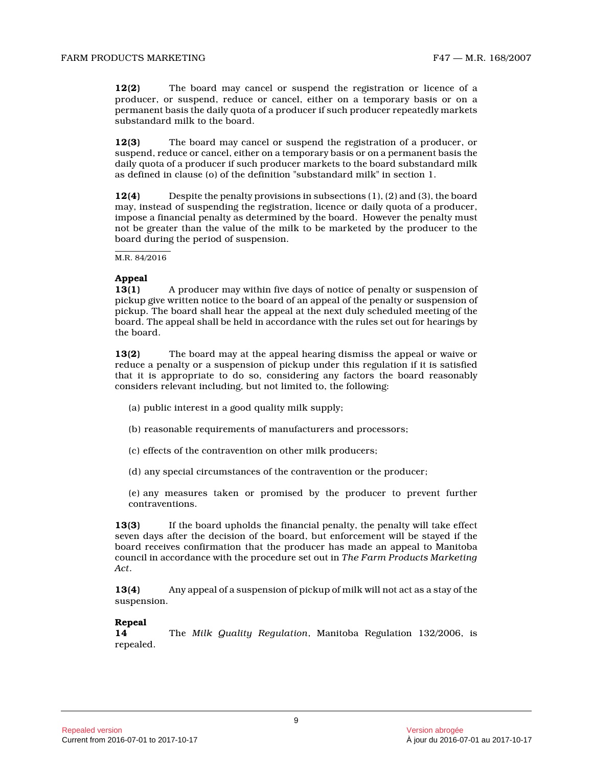**12(2)** The board may cancel or suspend the registration or licence of a producer, or suspend, reduce or cancel, either on a temporary basis or on a permanent basis the daily quota of a producer if such producer repeatedly markets substandard milk to the board.

**12(3)** The board may cancel or suspend the registration of a producer, or suspend, reduce or cancel, either on a temporary basis or on a permanent basis the daily quota of a producer if such producer markets to the board substandard milk as defined in clause (o) of the definition "substandard milk" in section 1.

**12(4)** Despite the penalty provisions in subsections (1), (2) and (3), the board may, instead of suspending the registration, licence or daily quota of a producer, impose a financial penalty as determined by the board. However the penalty must not be greater than the value of the milk to be marketed by the producer to the board during the period of suspension.

M.R. 84/2016

**Appeal**

**13(1)** A producer may within five days of notice of penalty or suspension of pickup give written notice to the board of an appeal of the penalty or suspension of pickup. The board shall hear the appeal at the next duly scheduled meeting of the board. The appeal shall be held in accordance with the rules set out for hearings by the board.

**13(2)** The board may at the appeal hearing dismiss the appeal or waive or reduce a penalty or a suspension of pickup under this regulation if it is satisfied that it is appropriate to do so, considering any factors the board reasonably considers relevant including, but not limited to, the following:

(a) public interest in a good quality milk supply;

(b) reasonable requirements of manufacturers and processors;

(c) effects of the contravention on other milk producers;

(d) any special circumstances of the contravention or the producer;

(e) any measures taken or promised by the producer to prevent further contraventions.

**13(3)** If the board upholds the financial penalty, the penalty will take effect seven days after the decision of the board, but enforcement will be stayed if the board receives confirmation that the producer has made an appeal to Manitoba council in accordance with the procedure set out in *The Farm Products Marketing Act*.

**13(4)** Any appeal of a suspension of pickup of milk will not act as a stay of the suspension.

**Repeal**

**14** The *Milk Quality Regulation*, Manitoba Regulation 132/2006, is repealed.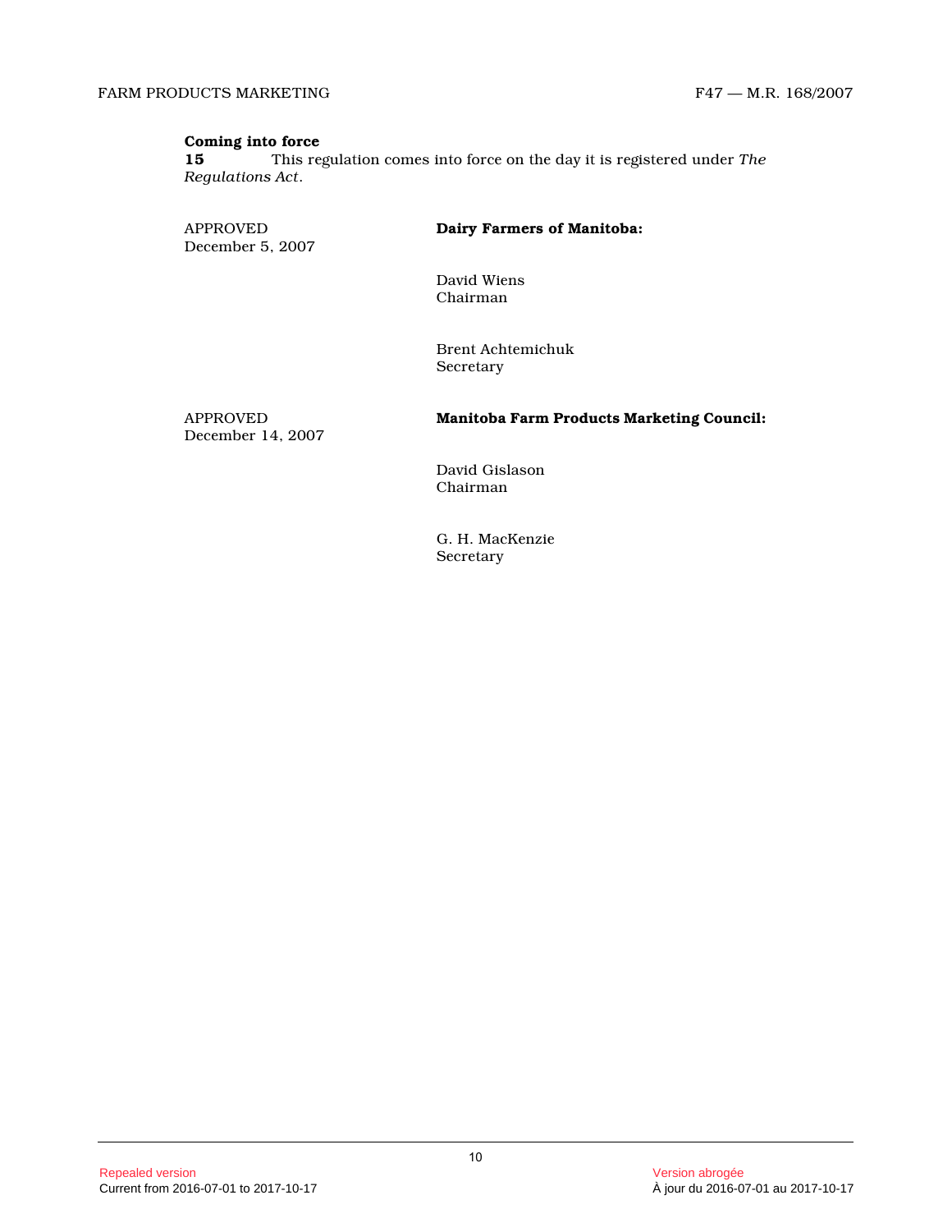**Coming into force**

**15** This regulation comes into force on the day it is registered under *The Regulations Act*.

APPROVED
December 5, 2007

**Dairy Farmers of Manitoba:**

David Wiens
Chairman

Brent Achtemichuk
Secretary

APPROVED
December 14, 2007

**Manitoba Farm Products Marketing Council:**

David Gislason
Chairman

G. H. MacKenzie
Secretary